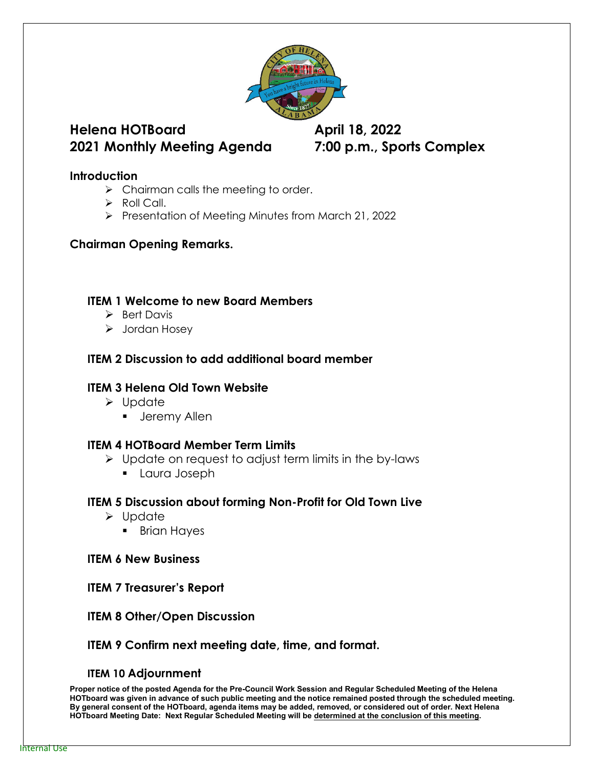# Helena HOTBoard
## 2021 Monthly Meeting Agenda

**April 18, 2022**
**7:00 p.m., Sports Complex**

### Introduction

- Chairman calls the meeting to order.
- Roll Call.
- Presentation of Meeting Minutes from March 21, 2022

### Chairman Opening Remarks.

#### ITEM 1 Welcome to new Board Members

- Bert Davis
- Jordan Hosey

#### ITEM 2 Discussion to add additional board member

#### ITEM 3 Helena Old Town Website

- Update
  - Jeremy Allen

#### ITEM 4 HOTBoard Member Term Limits

- Update on request to adjust term limits in the by-laws
  - Laura Joseph

#### ITEM 5 Discussion about forming Non-Profit for Old Town Live

- Update
  - Brian Hayes

#### ITEM 6 New Business

#### ITEM 7 Treasurer's Report

#### ITEM 8 Other/Open Discussion

#### ITEM 9 Confirm next meeting date, time, and format.

#### ITEM 10 Adjournment

**Proper notice of the posted Agenda for the Pre-Council Work Session and Regular Scheduled Meeting of the Helena HOTboard was given in advance of such public meeting and the notice remained posted through the scheduled meeting. By general consent of the HOTboard, agenda items may be added, removed, or considered out of order. Next Helena HOTboard Meeting Date: Next Regular Scheduled Meeting will be determined at the conclusion of this meeting.**

Internal Use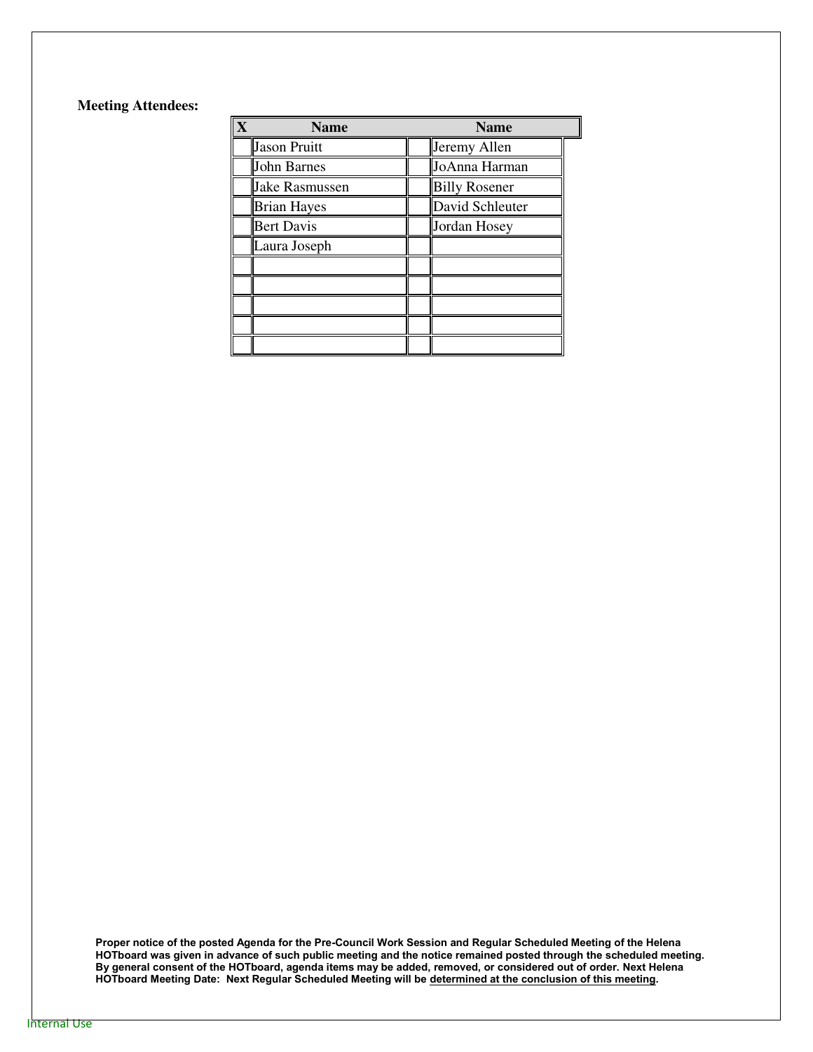**Meeting Attendees:**

| X | Name | | Name |
|---|---|---|---|
| | Jason Pruitt | | Jeremy Allen |
| | John Barnes | | JoAnna Harman |
| | Jake Rasmussen | | Billy Rosener |
| | Brian Hayes | | David Schleuter |
| | Bert Davis | | Jordan Hosey |
| | Laura Joseph | | |
| | | | |
| | | | |
| | | | |
| | | | |
| | | | |

**Proper notice of the posted Agenda for the Pre-Council Work Session and Regular Scheduled Meeting of the Helena HOTboard was given in advance of such public meeting and the notice remained posted through the scheduled meeting. By general consent of the HOTboard, agenda items may be added, removed, or considered out of order. Next Helena HOTboard Meeting Date: Next Regular Scheduled Meeting will be determined at the conclusion of this meeting.**

Internal Use